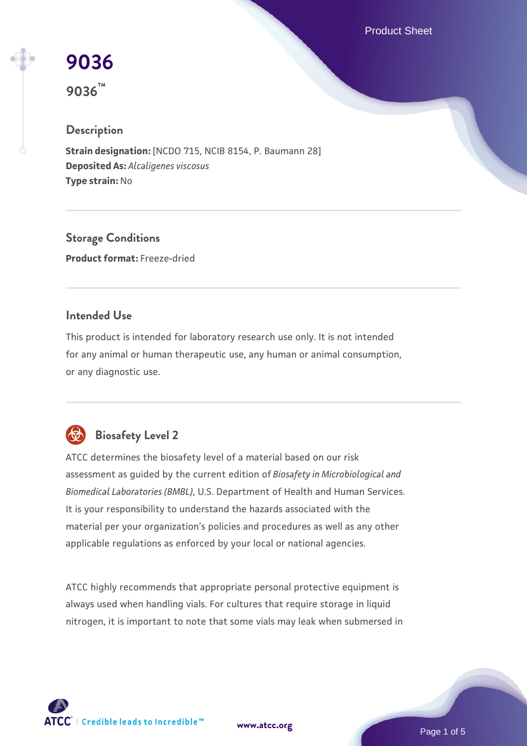# 9036

**9036™**

## Description

**Strain designation:** [NCDO 715, NCIB 8154, P. Baumann 28]
**Deposited As:** *Alcaligenes viscosus*
**Type strain:** No

## Storage Conditions

**Product format:** Freeze-dried

## Intended Use

This product is intended for laboratory research use only. It is not intended for any animal or human therapeutic use, any human or animal consumption, or any diagnostic use.

## Biosafety Level 2

ATCC determines the biosafety level of a material based on our risk assessment as guided by the current edition of *Biosafety in Microbiological and Biomedical Laboratories (BMBL)*, U.S. Department of Health and Human Services. It is your responsibility to understand the hazards associated with the material per your organization's policies and procedures as well as any other applicable regulations as enforced by your local or national agencies.

ATCC highly recommends that appropriate personal protective equipment is always used when handling vials. For cultures that require storage in liquid nitrogen, it is important to note that some vials may leak when submersed in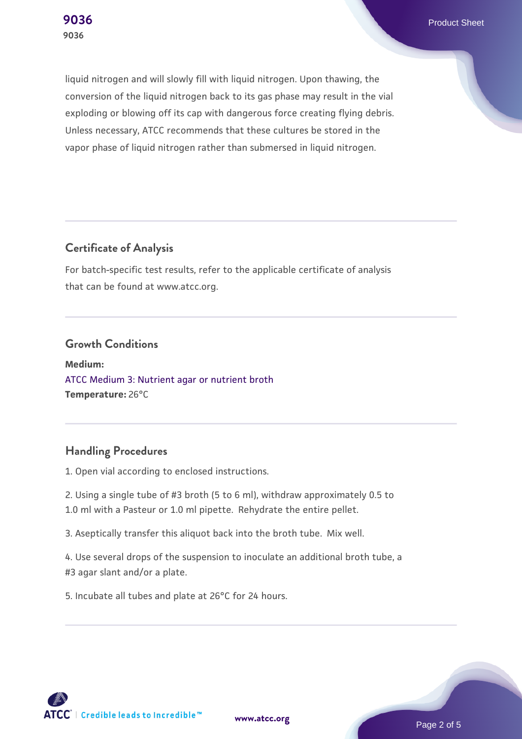liquid nitrogen and will slowly fill with liquid nitrogen. Upon thawing, the conversion of the liquid nitrogen back to its gas phase may result in the vial exploding or blowing off its cap with dangerous force creating flying debris. Unless necessary, ATCC recommends that these cultures be stored in the vapor phase of liquid nitrogen rather than submersed in liquid nitrogen.

## Certificate of Analysis

For batch-specific test results, refer to the applicable certificate of analysis that can be found at www.atcc.org.

## Growth Conditions

**Medium:**
ATCC Medium 3: Nutrient agar or nutrient broth
**Temperature:** 26°C

## Handling Procedures

1. Open vial according to enclosed instructions.

2. Using a single tube of #3 broth (5 to 6 ml), withdraw approximately 0.5 to 1.0 ml with a Pasteur or 1.0 ml pipette. Rehydrate the entire pellet.

3. Aseptically transfer this aliquot back into the broth tube. Mix well.

4. Use several drops of the suspension to inoculate an additional broth tube, a #3 agar slant and/or a plate.

5. Incubate all tubes and plate at 26°C for 24 hours.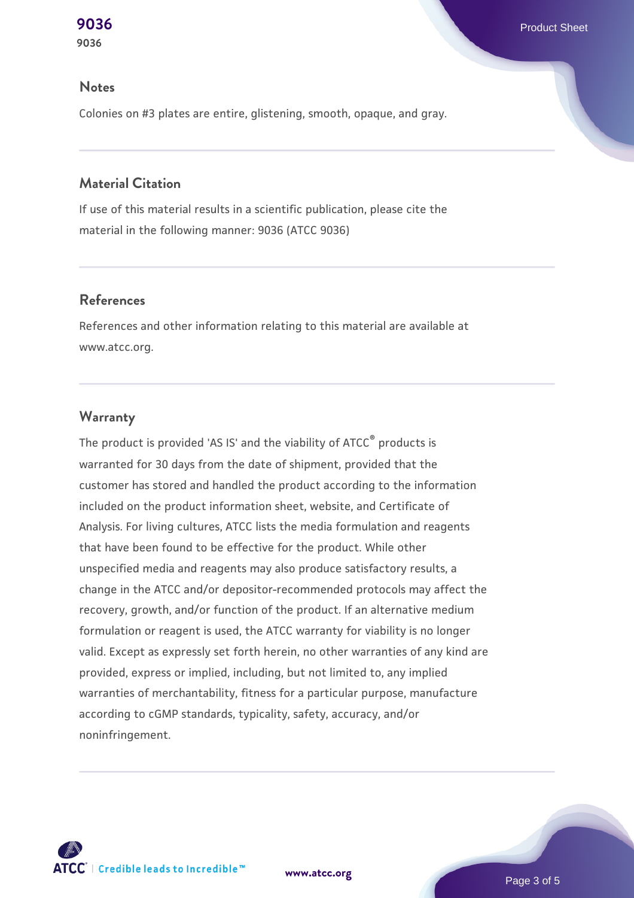## Notes

Colonies on #3 plates are entire, glistening, smooth, opaque, and gray.

## Material Citation

If use of this material results in a scientific publication, please cite the material in the following manner: 9036 (ATCC 9036)

## References

References and other information relating to this material are available at www.atcc.org.

## Warranty

The product is provided 'AS IS' and the viability of ATCC® products is warranted for 30 days from the date of shipment, provided that the customer has stored and handled the product according to the information included on the product information sheet, website, and Certificate of Analysis. For living cultures, ATCC lists the media formulation and reagents that have been found to be effective for the product. While other unspecified media and reagents may also produce satisfactory results, a change in the ATCC and/or depositor-recommended protocols may affect the recovery, growth, and/or function of the product. If an alternative medium formulation or reagent is used, the ATCC warranty for viability is no longer valid. Except as expressly set forth herein, no other warranties of any kind are provided, express or implied, including, but not limited to, any implied warranties of merchantability, fitness for a particular purpose, manufacture according to cGMP standards, typicality, safety, accuracy, and/or noninfringement.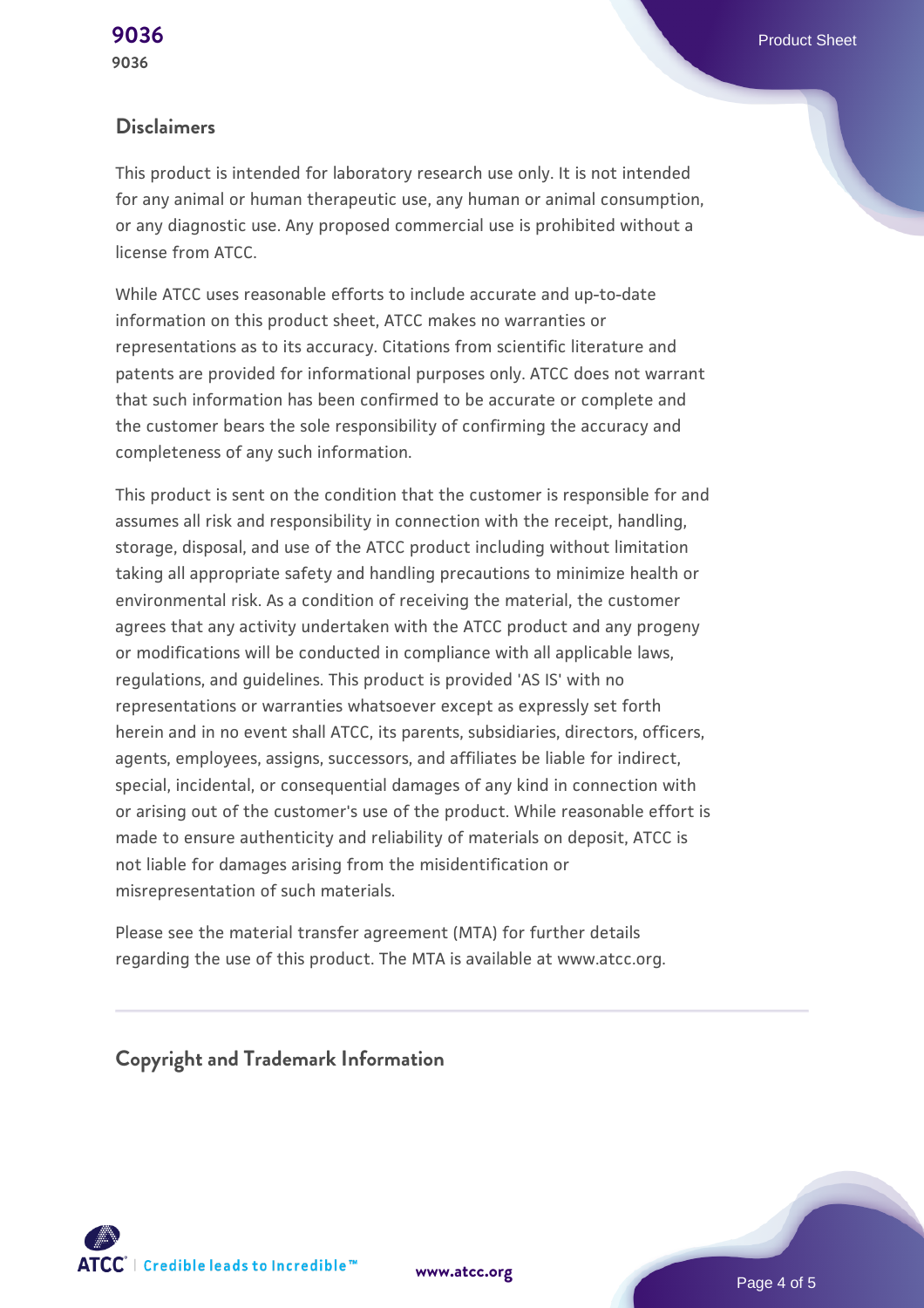## Disclaimers

This product is intended for laboratory research use only. It is not intended for any animal or human therapeutic use, any human or animal consumption, or any diagnostic use. Any proposed commercial use is prohibited without a license from ATCC.

While ATCC uses reasonable efforts to include accurate and up-to-date information on this product sheet, ATCC makes no warranties or representations as to its accuracy. Citations from scientific literature and patents are provided for informational purposes only. ATCC does not warrant that such information has been confirmed to be accurate or complete and the customer bears the sole responsibility of confirming the accuracy and completeness of any such information.

This product is sent on the condition that the customer is responsible for and assumes all risk and responsibility in connection with the receipt, handling, storage, disposal, and use of the ATCC product including without limitation taking all appropriate safety and handling precautions to minimize health or environmental risk. As a condition of receiving the material, the customer agrees that any activity undertaken with the ATCC product and any progeny or modifications will be conducted in compliance with all applicable laws, regulations, and guidelines. This product is provided 'AS IS' with no representations or warranties whatsoever except as expressly set forth herein and in no event shall ATCC, its parents, subsidiaries, directors, officers, agents, employees, assigns, successors, and affiliates be liable for indirect, special, incidental, or consequential damages of any kind in connection with or arising out of the customer's use of the product. While reasonable effort is made to ensure authenticity and reliability of materials on deposit, ATCC is not liable for damages arising from the misidentification or misrepresentation of such materials.

Please see the material transfer agreement (MTA) for further details regarding the use of this product. The MTA is available at www.atcc.org.

## Copyright and Trademark Information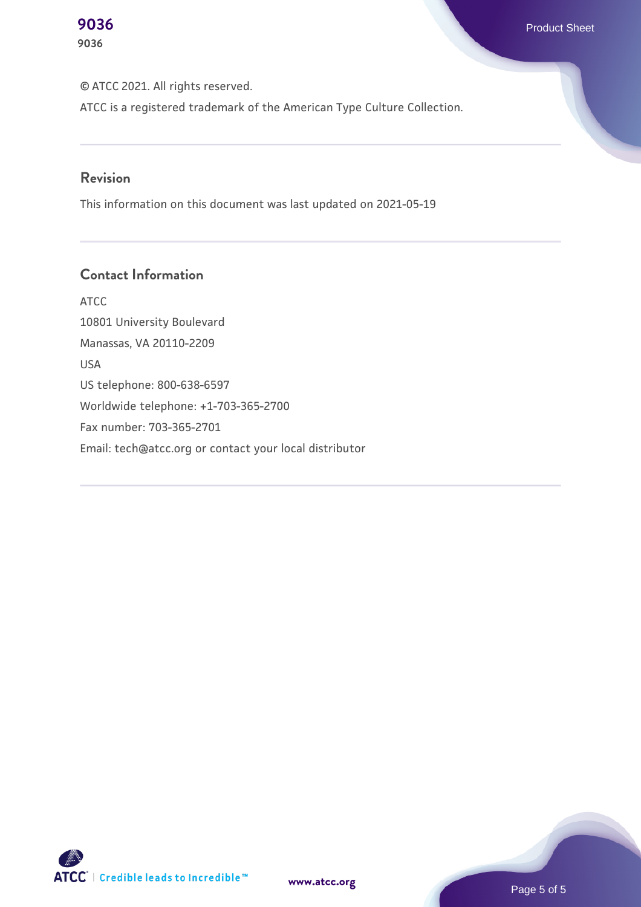© ATCC 2021. All rights reserved.

ATCC is a registered trademark of the American Type Culture Collection.

## Revision

This information on this document was last updated on 2021-05-19

## Contact Information

ATCC
10801 University Boulevard
Manassas, VA 20110-2209
USA
US telephone: 800-638-6597
Worldwide telephone: +1-703-365-2700
Fax number: 703-365-2701
Email: tech@atcc.org or contact your local distributor